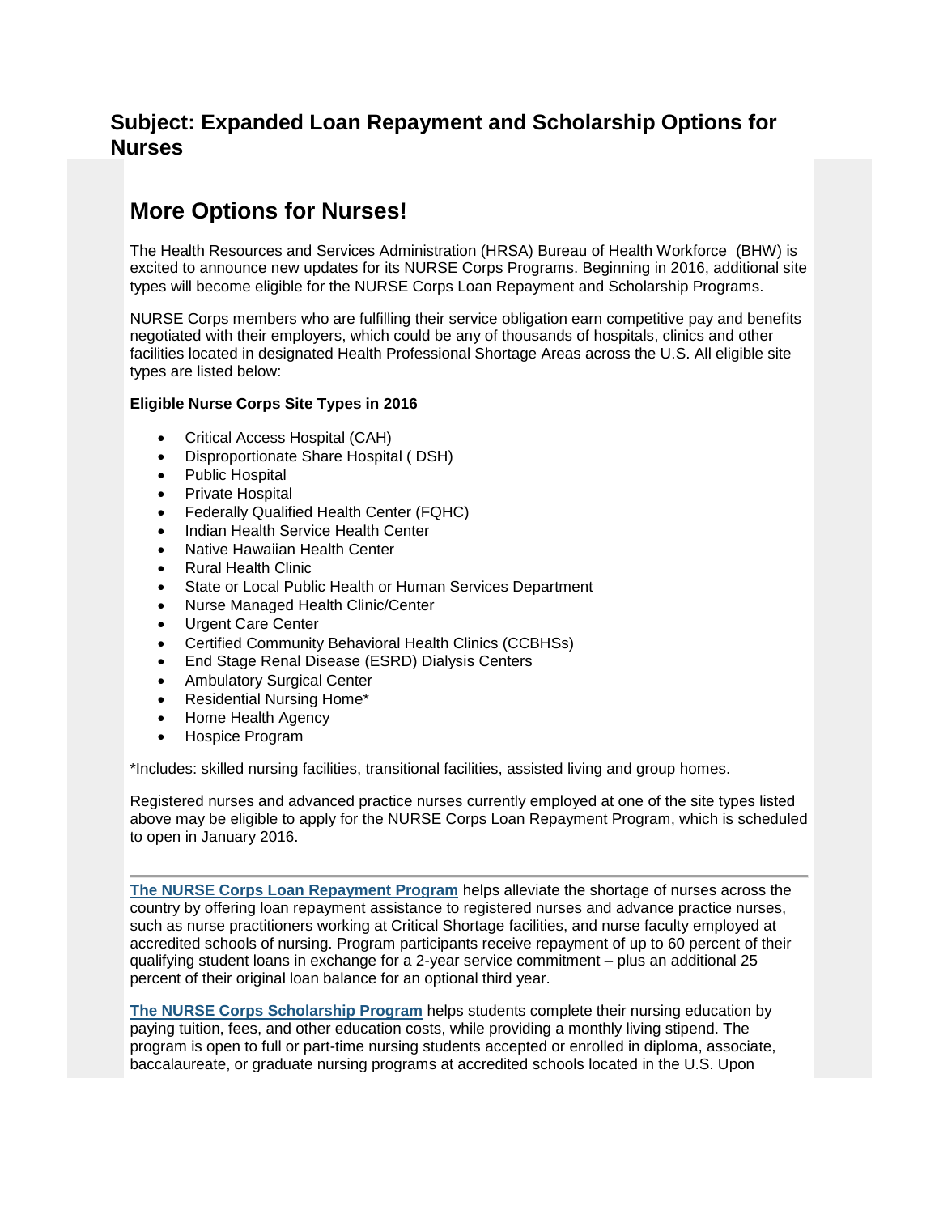## Subject: Expanded Loan Repayment and Scholarship Options for Nurses

# More Options for Nurses!

The Health Resources and Services Administration (HRSA) Bureau of Health Workforce (BHW) is excited to announce new updates for its NURSE Corps Programs. Beginning in 2016, additional site types will become eligible for the NURSE Corps Loan Repayment and Scholarship Programs.

NURSE Corps members who are fulfilling their service obligation earn competitive pay and benefits negotiated with their employers, which could be any of thousands of hospitals, clinics and other facilities located in designated Health Professional Shortage Areas across the U.S. All eligible site types are listed below:

**Eligible Nurse Corps Site Types in 2016**

- Critical Access Hospital (CAH)
- Disproportionate Share Hospital ( DSH)
- Public Hospital
- Private Hospital
- Federally Qualified Health Center (FQHC)
- Indian Health Service Health Center
- Native Hawaiian Health Center
- Rural Health Clinic
- State or Local Public Health or Human Services Department
- Nurse Managed Health Clinic/Center
- Urgent Care Center
- Certified Community Behavioral Health Clinics (CCBHSs)
- End Stage Renal Disease (ESRD) Dialysis Centers
- Ambulatory Surgical Center
- Residential Nursing Home*
- Home Health Agency
- Hospice Program

*Includes: skilled nursing facilities, transitional facilities, assisted living and group homes.

Registered nurses and advanced practice nurses currently employed at one of the site types listed above may be eligible to apply for the NURSE Corps Loan Repayment Program, which is scheduled to open in January 2016.

---

**The NURSE Corps Loan Repayment Program** helps alleviate the shortage of nurses across the country by offering loan repayment assistance to registered nurses and advance practice nurses, such as nurse practitioners working at Critical Shortage facilities, and nurse faculty employed at accredited schools of nursing. Program participants receive repayment of up to 60 percent of their qualifying student loans in exchange for a 2-year service commitment – plus an additional 25 percent of their original loan balance for an optional third year.

**The NURSE Corps Scholarship Program** helps students complete their nursing education by paying tuition, fees, and other education costs, while providing a monthly living stipend. The program is open to full or part-time nursing students accepted or enrolled in diploma, associate, baccalaureate, or graduate nursing programs at accredited schools located in the U.S. Upon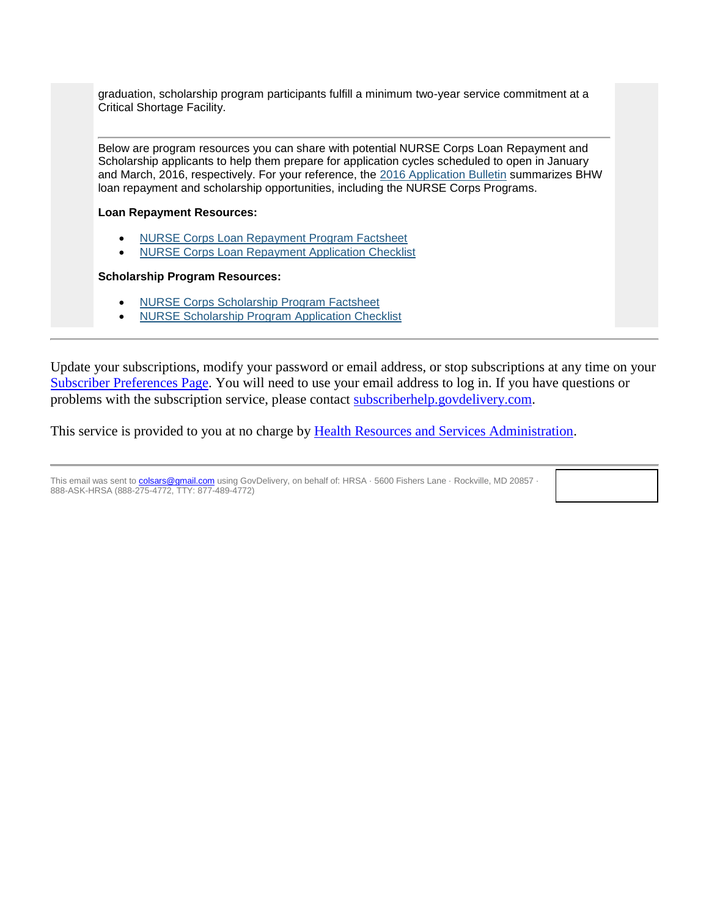graduation, scholarship program participants fulfill a minimum two-year service commitment at a Critical Shortage Facility.

---

Below are program resources you can share with potential NURSE Corps Loan Repayment and Scholarship applicants to help them prepare for application cycles scheduled to open in January and March, 2016, respectively. For your reference, the 2016 Application Bulletin summarizes BHW loan repayment and scholarship opportunities, including the NURSE Corps Programs.

**Loan Repayment Resources:**

- NURSE Corps Loan Repayment Program Factsheet
- NURSE Corps Loan Repayment Application Checklist

**Scholarship Program Resources:**

- NURSE Corps Scholarship Program Factsheet
- NURSE Scholarship Program Application Checklist

---

Update your subscriptions, modify your password or email address, or stop subscriptions at any time on your Subscriber Preferences Page. You will need to use your email address to log in. If you have questions or problems with the subscription service, please contact subscriberhelp.govdelivery.com.

This service is provided to you at no charge by Health Resources and Services Administration.

---

This email was sent to colsars@gmail.com using GovDelivery, on behalf of: HRSA · 5600 Fishers Lane · Rockville, MD 20857 · 888-ASK-HRSA (888-275-4772, TTY: 877-489-4772)